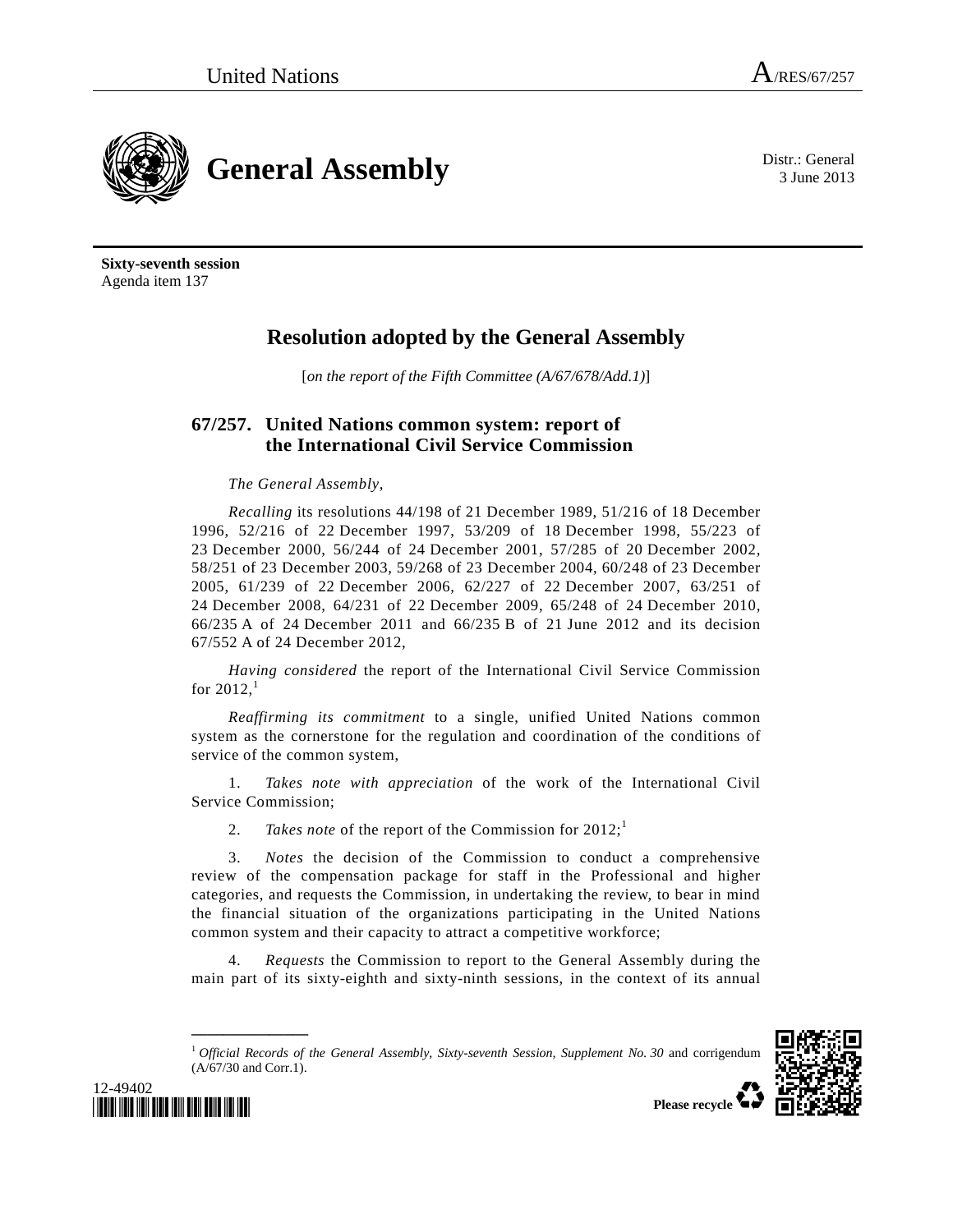United Nations A/RES/67/257

# General Assembly

Distr.: General
3 June 2013

**Sixty-seventh session**
Agenda item 137

## Resolution adopted by the General Assembly

[*on the report of the Fifth Committee (A/67/678/Add.1)*]

### 67/257. United Nations common system: report of the International Civil Service Commission

*The General Assembly*,

*Recalling* its resolutions 44/198 of 21 December 1989, 51/216 of 18 December 1996, 52/216 of 22 December 1997, 53/209 of 18 December 1998, 55/223 of 23 December 2000, 56/244 of 24 December 2001, 57/285 of 20 December 2002, 58/251 of 23 December 2003, 59/268 of 23 December 2004, 60/248 of 23 December 2005, 61/239 of 22 December 2006, 62/227 of 22 December 2007, 63/251 of 24 December 2008, 64/231 of 22 December 2009, 65/248 of 24 December 2010, 66/235 A of 24 December 2011 and 66/235 B of 21 June 2012 and its decision 67/552 A of 24 December 2012,

*Having considered* the report of the International Civil Service Commission for 2012,[1]

*Reaffirming its commitment* to a single, unified United Nations common system as the cornerstone for the regulation and coordination of the conditions of service of the common system,

1. *Takes note with appreciation* of the work of the International Civil Service Commission;

2. *Takes note* of the report of the Commission for 2012;[1]

3. *Notes* the decision of the Commission to conduct a comprehensive review of the compensation package for staff in the Professional and higher categories, and requests the Commission, in undertaking the review, to bear in mind the financial situation of the organizations participating in the United Nations common system and their capacity to attract a competitive workforce;

4. *Requests* the Commission to report to the General Assembly during the main part of its sixty-eighth and sixty-ninth sessions, in the context of its annual

---

[1] *Official Records of the General Assembly, Sixty-seventh Session, Supplement No. 30* and corrigendum (A/67/30 and Corr.1).

12-49402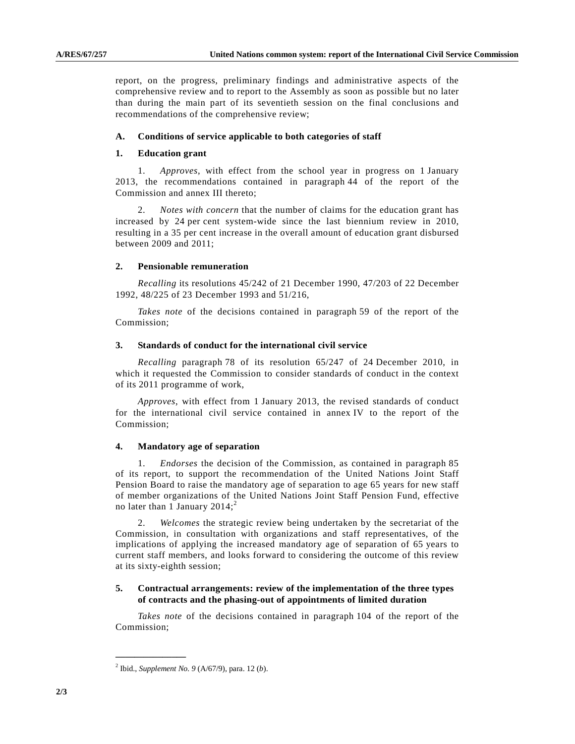report, on the progress, preliminary findings and administrative aspects of the comprehensive review and to report to the Assembly as soon as possible but no later than during the main part of its seventieth session on the final conclusions and recommendations of the comprehensive review;

## A. Conditions of service applicable to both categories of staff

### 1. Education grant

1. *Approves*, with effect from the school year in progress on 1 January 2013, the recommendations contained in paragraph 44 of the report of the Commission and annex III thereto;

2. *Notes with concern* that the number of claims for the education grant has increased by 24 per cent system-wide since the last biennium review in 2010, resulting in a 35 per cent increase in the overall amount of education grant disbursed between 2009 and 2011;

### 2. Pensionable remuneration

*Recalling* its resolutions 45/242 of 21 December 1990, 47/203 of 22 December 1992, 48/225 of 23 December 1993 and 51/216,

*Takes note* of the decisions contained in paragraph 59 of the report of the Commission;

### 3. Standards of conduct for the international civil service

*Recalling* paragraph 78 of its resolution 65/247 of 24 December 2010, in which it requested the Commission to consider standards of conduct in the context of its 2011 programme of work,

*Approves*, with effect from 1 January 2013, the revised standards of conduct for the international civil service contained in annex IV to the report of the Commission;

### 4. Mandatory age of separation

1. *Endorses* the decision of the Commission, as contained in paragraph 85 of its report, to support the recommendation of the United Nations Joint Staff Pension Board to raise the mandatory age of separation to age 65 years for new staff of member organizations of the United Nations Joint Staff Pension Fund, effective no later than 1 January 2014;[2]

2. *Welcomes* the strategic review being undertaken by the secretariat of the Commission, in consultation with organizations and staff representatives, of the implications of applying the increased mandatory age of separation of 65 years to current staff members, and looks forward to considering the outcome of this review at its sixty-eighth session;

### 5. Contractual arrangements: review of the implementation of the three types of contracts and the phasing-out of appointments of limited duration

*Takes note* of the decisions contained in paragraph 104 of the report of the Commission;

---

[2] Ibid., *Supplement No. 9* (A/67/9), para. 12 (*b*).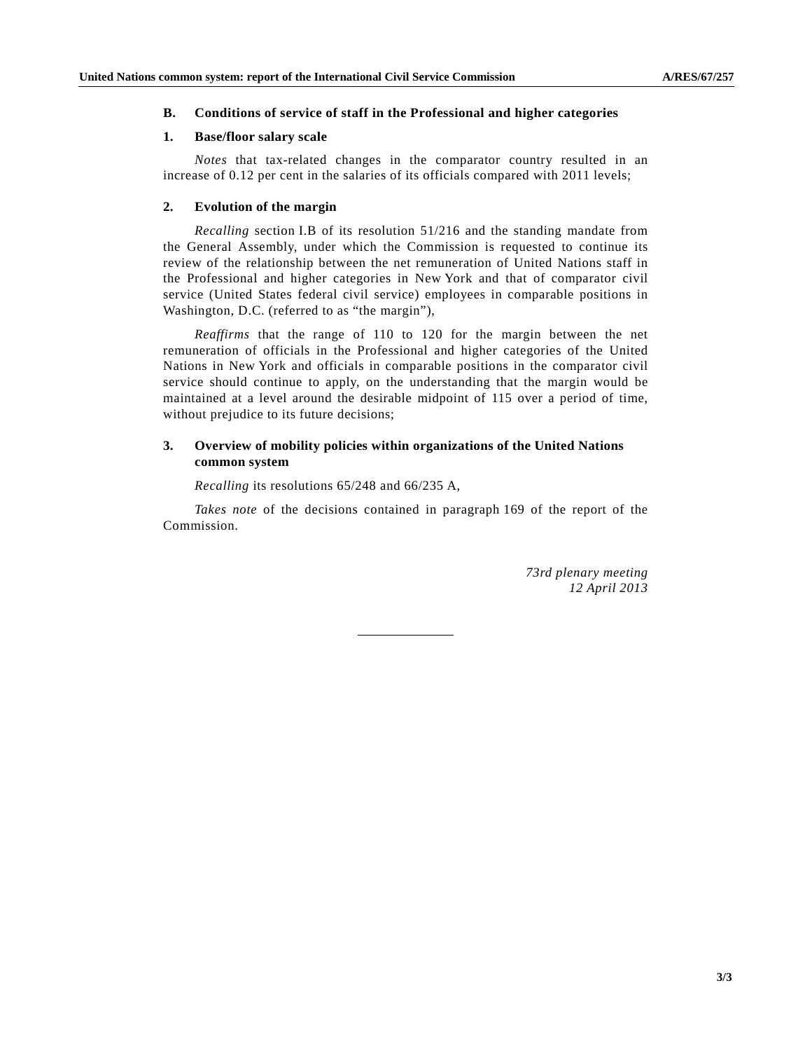## B. Conditions of service of staff in the Professional and higher categories

### 1. Base/floor salary scale

*Notes* that tax-related changes in the comparator country resulted in an increase of 0.12 per cent in the salaries of its officials compared with 2011 levels;

### 2. Evolution of the margin

*Recalling* section I.B of its resolution 51/216 and the standing mandate from the General Assembly, under which the Commission is requested to continue its review of the relationship between the net remuneration of United Nations staff in the Professional and higher categories in New York and that of comparator civil service (United States federal civil service) employees in comparable positions in Washington, D.C. (referred to as "the margin"),

*Reaffirms* that the range of 110 to 120 for the margin between the net remuneration of officials in the Professional and higher categories of the United Nations in New York and officials in comparable positions in the comparator civil service should continue to apply, on the understanding that the margin would be maintained at a level around the desirable midpoint of 115 over a period of time, without prejudice to its future decisions;

### 3. Overview of mobility policies within organizations of the United Nations common system

*Recalling* its resolutions 65/248 and 66/235 A,

*Takes note* of the decisions contained in paragraph 169 of the report of the Commission.

*73rd plenary meeting*
*12 April 2013*